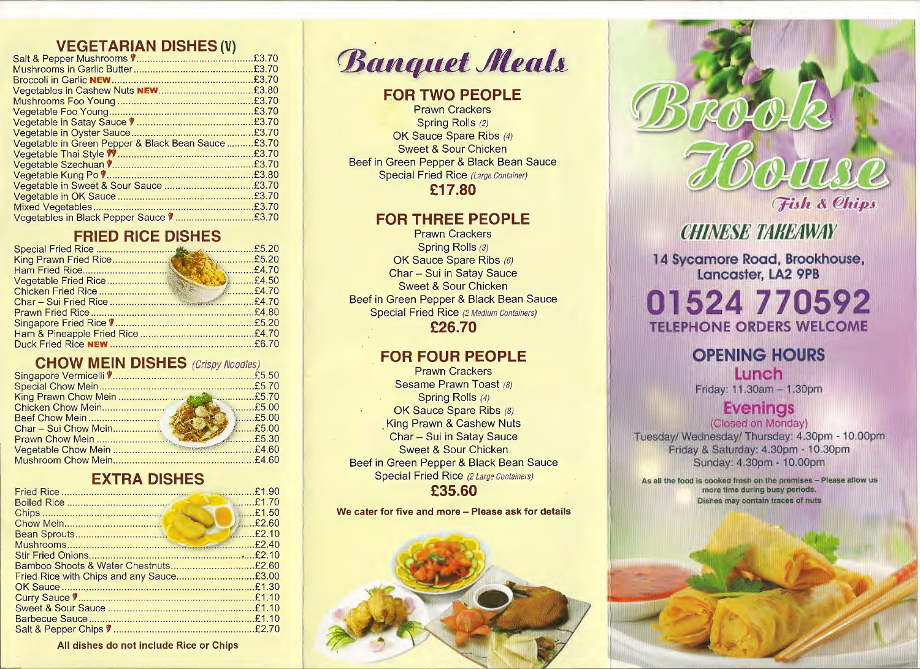## VEGETARIAN DISHES (V)

| Dish | Price |
|---|---|
| Salt & Pepper Mushrooms 🌶 | £3.70 |
| Mushrooms in Garlic Butter | £3.70 |
| Broccoli in Garlic **NEW** | £3.70 |
| Vegetables in Cashew Nuts **NEW** | £3.80 |
| Mushrooms Foo Young | £3.70 |
| Vegetable Foo Young | £3.70 |
| Vegetable in Satay Sauce 🌶 | £3.70 |
| Vegetable in Oyster Sauce | £3.70 |
| Vegetable in Green Pepper & Black Bean Sauce | £3.70 |
| Vegetable Thai Style 🌶🌶 | £3.70 |
| Vegetable Szechuan 🌶 | £3.70 |
| Vegetable Kung Po 🌶 | £3.80 |
| Vegetable in Sweet & Sour Sauce | £3.70 |
| Vegetable in OK Sauce | £3.70 |
| Mixed Vegetables | £3.70 |
| Vegetables in Black Pepper Sauce 🌶 | £3.70 |

## FRIED RICE DISHES

| Dish | Price |
|---|---|
| Special Fried Rice | £5.20 |
| King Prawn Fried Rice | £5.20 |
| Ham Fried Rice | £4.70 |
| Vegetable Fried Rice | £4.50 |
| Chicken Fried Rice | £4.70 |
| Char – Sui Fried Rice | £4.70 |
| Prawn Fried Rice | £4.80 |
| Singapore Fried Rice 🌶 | £5.20 |
| Ham & Pineapple Fried Rice | £4.70 |
| Duck Fried Rice **NEW** | £6.70 |

## CHOW MEIN DISHES *(Crispy Noodles)*

| Dish | Price |
|---|---|
| Singapore Vermicelli 🌶 | £5.50 |
| Special Chow Mein | £5.70 |
| King Prawn Chow Mein | £5.70 |
| Chicken Chow Mein | £5.00 |
| Beef Chow Mein | £5.00 |
| Char – Sui Chow Mein | £5.00 |
| Prawn Chow Mein | £5.30 |
| Vegetable Chow Mein | £4.60 |
| Mushroom Chow Mein | £4.60 |

## EXTRA DISHES

| Dish | Price |
|---|---|
| Fried Rice | £1.90 |
| Boiled Rice | £1.70 |
| Chips | £1.50 |
| Chow Mein | £2.60 |
| Bean Sprouts | £2.10 |
| Mushrooms | £2.40 |
| Stir Fried Onions | £2.10 |
| Bamboo Shoots & Water Chestnuts | £2.60 |
| Fried Rice with Chips and any Sauce | £3.00 |
| OK Sauce | £1.30 |
| Curry Sauce 🌶 | £1.10 |
| Sweet & Sour Sauce | £1.10 |
| Barbecue Sauce | £1.10 |
| Salt & Pepper Chips 🌶 | £2.70 |

**All dishes do not include Rice or Chips**

# *Banquet Meals*

## FOR TWO PEOPLE

Prawn Crackers
Spring Rolls *(2)*
OK Sauce Spare Ribs *(4)*
Sweet & Sour Chicken
Beef in Green Pepper & Black Bean Sauce
Special Fried Rice *(Large Container)*

**£17.80**

## FOR THREE PEOPLE

Prawn Crackers
Spring Rolls *(3)*
OK Sauce Spare Ribs *(6)*
Char – Sui in Satay Sauce
Sweet & Sour Chicken
Beef in Green Pepper & Black Bean Sauce
Special Fried Rice *(2 Medium Containers)*

**£26.70**

## FOR FOUR PEOPLE

Prawn Crackers
Sesame Prawn Toast *(8)*
Spring Rolls *(4)*
OK Sauce Spare Ribs *(8)*
King Prawn & Cashew Nuts
Char – Sui in Satay Sauce
Sweet & Sour Chicken
Beef in Green Pepper & Black Bean Sauce
Special Fried Rice *(2 Large Containers)*

**£35.60**

**We cater for five and more – Please ask for details**

# *Brook House*

*Fish & Chips*

## *CHINESE TAKEAWAY*

**14 Sycamore Road, Brookhouse, Lancaster, LA2 9PB**

# 01524 770592

**TELEPHONE ORDERS WELCOME**

## OPENING HOURS

### Lunch

Friday: 11.30am – 1.30pm

### Evenings

(Closed on Monday)
Tuesday/ Wednesday/ Thursday: 4.30pm - 10.00pm
Friday & Saturday: 4.30pm - 10.30pm
Sunday: 4.30pm - 10.00pm

As all the food is cooked fresh on the premises – Please allow us more time during busy periods.
Dishes may contain traces of nuts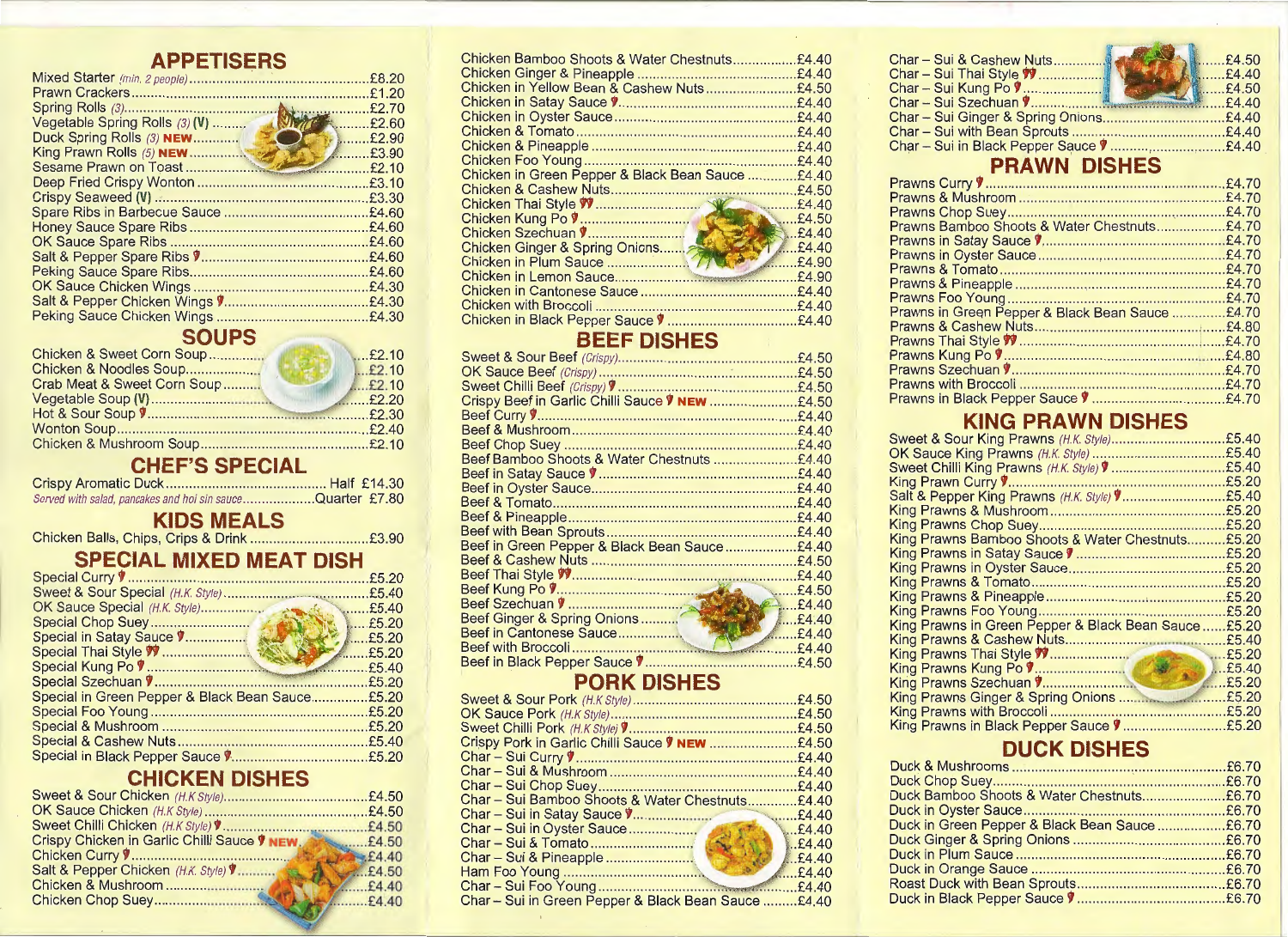## APPETISERS

| | |
|---|---|
| Mixed Starter *(min. 2 people)* | £8.20 |
| Prawn Crackers | £1.20 |
| Spring Rolls *(3)* | £2.70 |
| Vegetable Spring Rolls (3) (V) | £2.60 |
| Duck Spring Rolls (3) **NEW** | £2.90 |
| King Prawn Rolls (5) **NEW** | £3.90 |
| Sesame Prawn on Toast | £2.10 |
| Deep Fried Crispy Wonton | £3.10 |
| Crispy Seaweed (V) | £3.30 |
| Spare Ribs in Barbecue Sauce | £4.60 |
| Honey Sauce Spare Ribs | £4.60 |
| OK Sauce Spare Ribs | £4.60 |
| Salt & Pepper Spare Ribs | £4.60 |
| Peking Sauce Spare Ribs | £4.60 |
| OK Sauce Chicken Wings | £4.30 |
| Salt & Pepper Chicken Wings | £4.30 |
| Peking Sauce Chicken Wings | £4.30 |

## SOUPS

| | |
|---|---|
| Chicken & Sweet Corn Soup | £2.10 |
| Chicken & Noodles Soup | £2.10 |
| Crab Meat & Sweet Corn Soup | £2.10 |
| Vegetable Soup (V) | £2.20 |
| Hot & Sour Soup | £2.30 |
| Wonton Soup | £2.40 |
| Chicken & Mushroom Soup | £2.10 |

## CHEF'S SPECIAL

| | |
|---|---|
| Crispy Aromatic Duck | Half £14.30 |
| *Served with salad, pancakes and hoi sin sauce* | Quarter £7.80 |

## KIDS MEALS

| | |
|---|---|
| Chicken Balls, Chips, Crips & Drink | £3.90 |

## SPECIAL MIXED MEAT DISH

| | |
|---|---|
| Special Curry | £5.20 |
| Sweet & Sour Special *(H.K. Style)* | £5.40 |
| OK Sauce Special *(H.K. Style)* | £5.40 |
| Special Chop Suey | £5.20 |
| Special in Satay Sauce | £5.20 |
| Special Thai Style | £5.20 |
| Special Kung Po | £5.40 |
| Special Szechuan | £5.20 |
| Special in Green Pepper & Black Bean Sauce | £5.20 |
| Special Foo Young | £5.20 |
| Special & Mushroom | £5.20 |
| Special & Cashew Nuts | £5.40 |
| Special in Black Pepper Sauce | £5.20 |

## CHICKEN DISHES

| | |
|---|---|
| Sweet & Sour Chicken *(H.K Style)* | £4.50 |
| OK Sauce Chicken *(H.K Style)* | £4.50 |
| Sweet Chilli Chicken *(H.K Style)* | £4.50 |
| Crispy Chicken in Garlic Chilli Sauce **NEW** | £4.50 |
| Chicken Curry | £4.40 |
| Salt & Pepper Chicken *(H.K. Style)* | £4.50 |
| Chicken & Mushroom | £4.40 |
| Chicken Chop Suey | £4.40 |
| Chicken Bamboo Shoots & Water Chestnuts | £4.40 |
| Chicken Ginger & Pineapple | £4.40 |
| Chicken in Yellow Bean & Cashew Nuts | £4.50 |
| Chicken in Satay Sauce | £4.40 |
| Chicken in Oyster Sauce | £4.40 |
| Chicken & Tomato | £4.40 |
| Chicken & Pineapple | £4.40 |
| Chicken Foo Young | £4.40 |
| Chicken in Green Pepper & Black Bean Sauce | £4.40 |
| Chicken & Cashew Nuts | £4.50 |
| Chicken Thai Style | £4.40 |
| Chicken Kung Po | £4.50 |
| Chicken Szechuan | £4.40 |
| Chicken Ginger & Spring Onions | £4.40 |
| Chicken in Plum Sauce | £4.90 |
| Chicken in Lemon Sauce | £4.90 |
| Chicken in Cantonese Sauce | £4.40 |
| Chicken with Broccoli | £4.40 |
| Chicken in Black Pepper Sauce | £4.40 |

## BEEF DISHES

| | |
|---|---|
| Sweet & Sour Beef *(Crispy)* | £4.50 |
| OK Sauce Beef *(Crispy)* | £4.50 |
| Sweet Chilli Beef *(Crispy)* | £4.50 |
| Crispy Beef in Garlic Chilli Sauce **NEW** | £4.50 |
| Beef Curry | £4.40 |
| Beef & Mushroom | £4.40 |
| Beef Chop Suey | £4.40 |
| Beef Bamboo Shoots & Water Chestnuts | £4.40 |
| Beef in Satay Sauce | £4.40 |
| Beef in Oyster Sauce | £4.40 |
| Beef & Tomato | £4.40 |
| Beef & Pineapple | £4.40 |
| Beef with Bean Sprouts | £4.40 |
| Beef in Green Pepper & Black Bean Sauce | £4.40 |
| Beef & Cashew Nuts | £4.50 |
| Beef Thai Style | £4.40 |
| Beef Kung Po | £4.50 |
| Beef Szechuan | £4.40 |
| Beef Ginger & Spring Onions | £4.40 |
| Beef in Cantonese Sauce | £4.40 |
| Beef with Broccoli | £4.40 |
| Beef in Black Pepper Sauce | £4.50 |

## PORK DISHES

| | |
|---|---|
| Sweet & Sour Pork *(H.K Style)* | £4.50 |
| OK Sauce Pork *(H.K Style)* | £4.50 |
| Sweet Chilli Pork *(H.K Style)* | £4.50 |
| Crispy Pork in Garlic Chilli Sauce **NEW** | £4.50 |
| Char – Sui Curry | £4.40 |
| Char – Sui & Mushroom | £4.40 |
| Char – Sui Chop Suey | £4.40 |
| Char – Sui Bamboo Shoots & Water Chestnuts | £4.40 |
| Char – Sui in Satay Sauce | £4.40 |
| Char – Sui in Oyster Sauce | £4.40 |
| Char – Sui & Tomato | £4.40 |
| Char – Sui & Pineapple | £4.40 |
| Ham Foo Young | £4.40 |
| Char – Sui Foo Young | £4.40 |
| Char – Sui in Green Pepper & Black Bean Sauce | £4.40 |
| Char – Sui & Cashew Nuts | £4.50 |
| Char – Sui Thai Style | £4.40 |
| Char – Sui Kung Po | £4.50 |
| Char – Sui Szechuan | £4.40 |
| Char – Sui Ginger & Spring Onions | £4.40 |
| Char – Sui with Bean Sprouts | £4.40 |
| Char – Sui in Black Pepper Sauce | £4.40 |

## PRAWN DISHES

| | |
|---|---|
| Prawns Curry | £4.70 |
| Prawns & Mushroom | £4.70 |
| Prawns Chop Suey | £4.70 |
| Prawns Bamboo Shoots & Water Chestnuts | £4.70 |
| Prawns in Satay Sauce | £4.70 |
| Prawns in Oyster Sauce | £4.70 |
| Prawns & Tomato | £4.70 |
| Prawns & Pineapple | £4.70 |
| Prawns Foo Young | £4.70 |
| Prawns in Green Pepper & Black Bean Sauce | £4.70 |
| Prawns & Cashew Nuts | £4.80 |
| Prawns Thai Style | £4.70 |
| Prawns Kung Po | £4.80 |
| Prawns Szechuan | £4.70 |
| Prawns with Broccoli | £4.70 |
| Prawns in Black Pepper Sauce | £4.70 |

## KING PRAWN DISHES

| | |
|---|---|
| Sweet & Sour King Prawns *(H.K. Style)* | £5.40 |
| OK Sauce King Prawns *(H.K. Style)* | £5.40 |
| Sweet Chilli King Prawns *(H.K. Style)* | £5.40 |
| King Prawn Curry | £5.20 |
| Salt & Pepper King Prawns *(H.K. Style)* | £5.40 |
| King Prawns & Mushroom | £5.20 |
| King Prawns Chop Suey | £5.20 |
| King Prawns Bamboo Shoots & Water Chestnuts | £5.20 |
| King Prawns in Satay Sauce | £5.20 |
| King Prawns in Oyster Sauce | £5.20 |
| King Prawns & Tomato | £5.20 |
| King Prawns & Pineapple | £5.20 |
| King Prawns Foo Young | £5.20 |
| King Prawns in Green Pepper & Black Bean Sauce | £5.20 |
| King Prawns & Cashew Nuts | £5.40 |
| King Prawns Thai Style | £5.20 |
| King Prawns Kung Po | £5.40 |
| King Prawns Szechuan | £5.20 |
| King Prawns Ginger & Spring Onions | £5.20 |
| King Prawns with Broccoli | £5.20 |
| King Prawns in Black Pepper Sauce | £5.20 |

## DUCK DISHES

| | |
|---|---|
| Duck & Mushrooms | £6.70 |
| Duck Chop Suey | £6.70 |
| Duck Bamboo Shoots & Water Chestnuts | £6.70 |
| Duck in Oyster Sauce | £6.70 |
| Duck in Green Pepper & Black Bean Sauce | £6.70 |
| Duck Ginger & Spring Onions | £6.70 |
| Duck in Plum Sauce | £6.70 |
| Duck in Orange Sauce | £6.70 |
| Roast Duck with Bean Sprouts | £6.70 |
| Duck in Black Pepper Sauce | £6.70 |